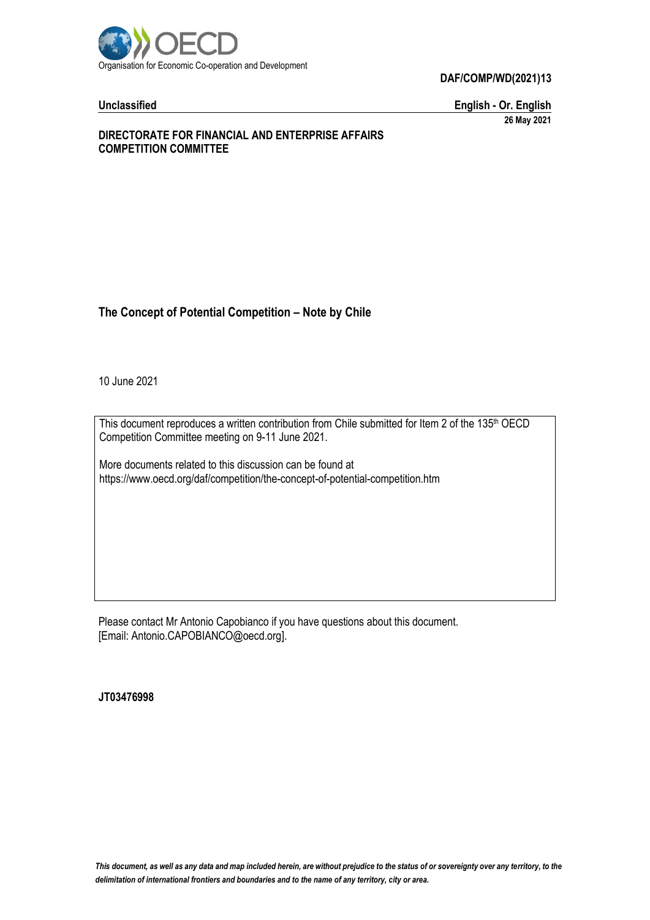Organisation for Economic Co-operation and Development

**DAF/COMP/WD(2021)13**

**Unclassified** **English - Or. English**

**26 May 2021**

**DIRECTORATE FOR FINANCIAL AND ENTERPRISE AFFAIRS**
**COMPETITION COMMITTEE**

# The Concept of Potential Competition – Note by Chile

10 June 2021

This document reproduces a written contribution from Chile submitted for Item 2 of the 135th OECD Competition Committee meeting on 9-11 June 2021.

More documents related to this discussion can be found at
https://www.oecd.org/daf/competition/the-concept-of-potential-competition.htm

Please contact Mr Antonio Capobianco if you have questions about this document.
[Email: Antonio.CAPOBIANCO@oecd.org].

**JT03476998**

*This document, as well as any data and map included herein, are without prejudice to the status of or sovereignty over any territory, to the delimitation of international frontiers and boundaries and to the name of any territory, city or area.*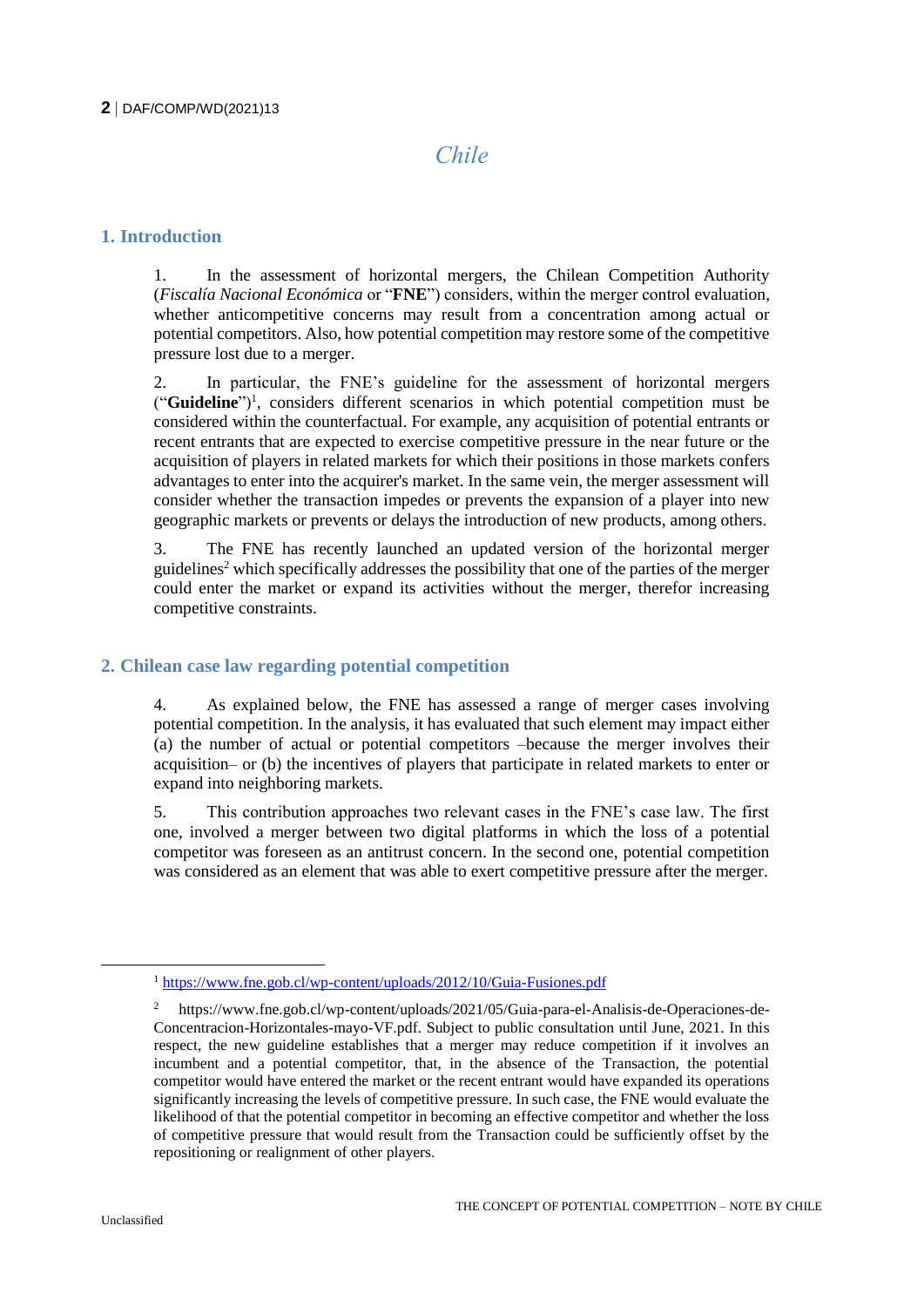# Chile

## 1. Introduction

1. In the assessment of horizontal mergers, the Chilean Competition Authority (*Fiscalía Nacional Económica* or "**FNE**") considers, within the merger control evaluation, whether anticompetitive concerns may result from a concentration among actual or potential competitors. Also, how potential competition may restore some of the competitive pressure lost due to a merger.

2. In particular, the FNE's guideline for the assessment of horizontal mergers ("**Guideline**")[1], considers different scenarios in which potential competition must be considered within the counterfactual. For example, any acquisition of potential entrants or recent entrants that are expected to exercise competitive pressure in the near future or the acquisition of players in related markets for which their positions in those markets confers advantages to enter into the acquirer's market. In the same vein, the merger assessment will consider whether the transaction impedes or prevents the expansion of a player into new geographic markets or prevents or delays the introduction of new products, among others.

3. The FNE has recently launched an updated version of the horizontal merger guidelines[2] which specifically addresses the possibility that one of the parties of the merger could enter the market or expand its activities without the merger, therefor increasing competitive constraints.

## 2. Chilean case law regarding potential competition

4. As explained below, the FNE has assessed a range of merger cases involving potential competition. In the analysis, it has evaluated that such element may impact either (a) the number of actual or potential competitors –because the merger involves their acquisition– or (b) the incentives of players that participate in related markets to enter or expand into neighboring markets.

5. This contribution approaches two relevant cases in the FNE's case law. The first one, involved a merger between two digital platforms in which the loss of a potential competitor was foreseen as an antitrust concern. In the second one, potential competition was considered as an element that was able to exert competitive pressure after the merger.

---

[1] https://www.fne.gob.cl/wp-content/uploads/2012/10/Guia-Fusiones.pdf

[2] https://www.fne.gob.cl/wp-content/uploads/2021/05/Guia-para-el-Analisis-de-Operaciones-de-Concentracion-Horizontales-mayo-VF.pdf. Subject to public consultation until June, 2021. In this respect, the new guideline establishes that a merger may reduce competition if it involves an incumbent and a potential competitor, that, in the absence of the Transaction, the potential competitor would have entered the market or the recent entrant would have expanded its operations significantly increasing the levels of competitive pressure. In such case, the FNE would evaluate the likelihood of that the potential competitor in becoming an effective competitor and whether the loss of competitive pressure that would result from the Transaction could be sufficiently offset by the repositioning or realignment of other players.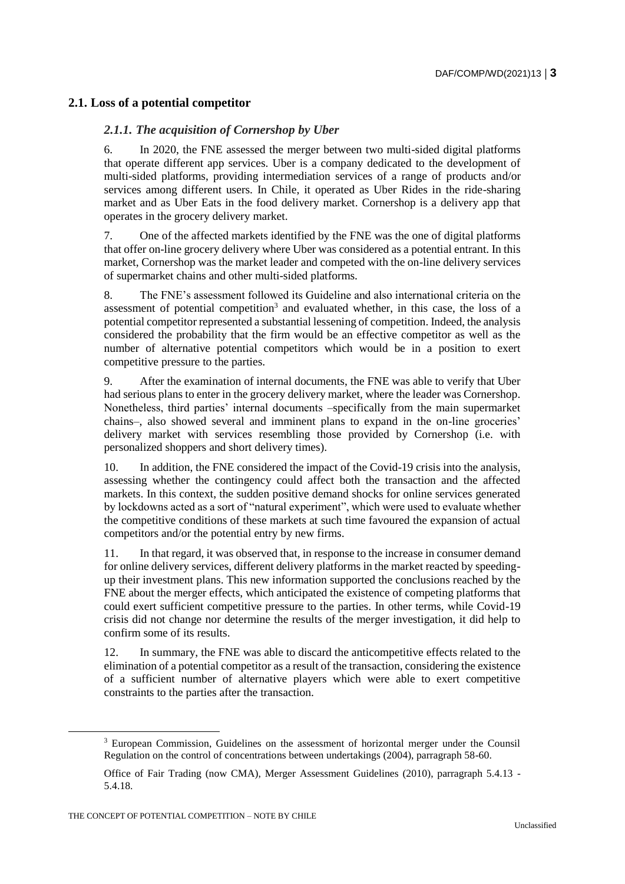## 2.1. Loss of a potential competitor

### *2.1.1. The acquisition of Cornershop by Uber*

6. In 2020, the FNE assessed the merger between two multi-sided digital platforms that operate different app services. Uber is a company dedicated to the development of multi-sided platforms, providing intermediation services of a range of products and/or services among different users. In Chile, it operated as Uber Rides in the ride-sharing market and as Uber Eats in the food delivery market. Cornershop is a delivery app that operates in the grocery delivery market.

7. One of the affected markets identified by the FNE was the one of digital platforms that offer on-line grocery delivery where Uber was considered as a potential entrant. In this market, Cornershop was the market leader and competed with the on-line delivery services of supermarket chains and other multi-sided platforms.

8. The FNE's assessment followed its Guideline and also international criteria on the assessment of potential competition[3] and evaluated whether, in this case, the loss of a potential competitor represented a substantial lessening of competition. Indeed, the analysis considered the probability that the firm would be an effective competitor as well as the number of alternative potential competitors which would be in a position to exert competitive pressure to the parties.

9. After the examination of internal documents, the FNE was able to verify that Uber had serious plans to enter in the grocery delivery market, where the leader was Cornershop. Nonetheless, third parties' internal documents –specifically from the main supermarket chains–, also showed several and imminent plans to expand in the on-line groceries' delivery market with services resembling those provided by Cornershop (i.e. with personalized shoppers and short delivery times).

10. In addition, the FNE considered the impact of the Covid-19 crisis into the analysis, assessing whether the contingency could affect both the transaction and the affected markets. In this context, the sudden positive demand shocks for online services generated by lockdowns acted as a sort of "natural experiment", which were used to evaluate whether the competitive conditions of these markets at such time favoured the expansion of actual competitors and/or the potential entry by new firms.

11. In that regard, it was observed that, in response to the increase in consumer demand for online delivery services, different delivery platforms in the market reacted by speeding-up their investment plans. This new information supported the conclusions reached by the FNE about the merger effects, which anticipated the existence of competing platforms that could exert sufficient competitive pressure to the parties. In other terms, while Covid-19 crisis did not change nor determine the results of the merger investigation, it did help to confirm some of its results.

12. In summary, the FNE was able to discard the anticompetitive effects related to the elimination of a potential competitor as a result of the transaction, considering the existence of a sufficient number of alternative players which were able to exert competitive constraints to the parties after the transaction.

---

[3] European Commission, Guidelines on the assessment of horizontal merger under the Counsil Regulation on the control of concentrations between undertakings (2004), parragraph 58-60.

Office of Fair Trading (now CMA), Merger Assessment Guidelines (2010), parragraph 5.4.13 - 5.4.18.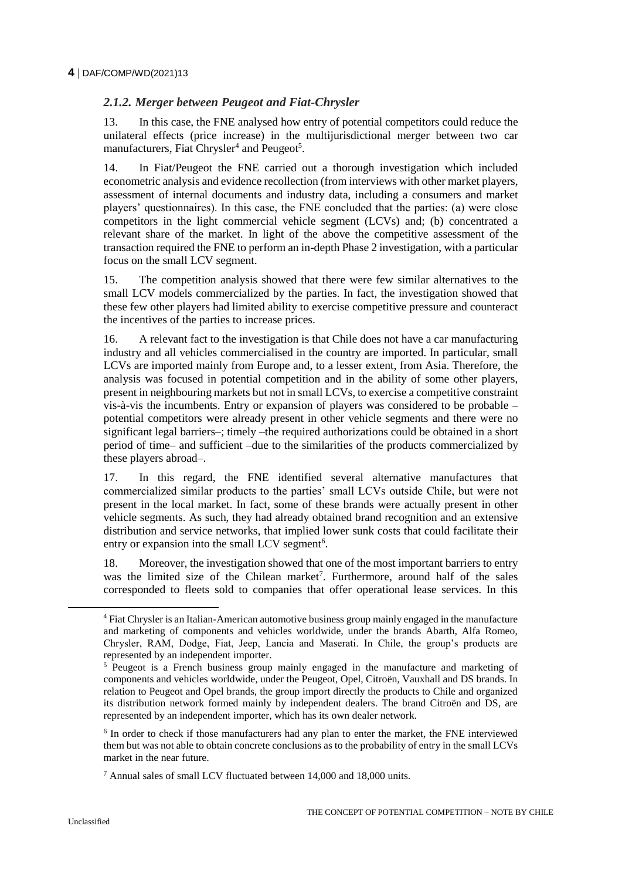### *2.1.2. Merger between Peugeot and Fiat-Chrysler*

13. In this case, the FNE analysed how entry of potential competitors could reduce the unilateral effects (price increase) in the multijurisdictional merger between two car manufacturers, Fiat Chrysler[4] and Peugeot[5].

14. In Fiat/Peugeot the FNE carried out a thorough investigation which included econometric analysis and evidence recollection (from interviews with other market players, assessment of internal documents and industry data, including a consumers and market players' questionnaires). In this case, the FNE concluded that the parties: (a) were close competitors in the light commercial vehicle segment (LCVs) and; (b) concentrated a relevant share of the market. In light of the above the competitive assessment of the transaction required the FNE to perform an in-depth Phase 2 investigation, with a particular focus on the small LCV segment.

15. The competition analysis showed that there were few similar alternatives to the small LCV models commercialized by the parties. In fact, the investigation showed that these few other players had limited ability to exercise competitive pressure and counteract the incentives of the parties to increase prices.

16. A relevant fact to the investigation is that Chile does not have a car manufacturing industry and all vehicles commercialised in the country are imported. In particular, small LCVs are imported mainly from Europe and, to a lesser extent, from Asia. Therefore, the analysis was focused in potential competition and in the ability of some other players, present in neighbouring markets but not in small LCVs, to exercise a competitive constraint vis-à-vis the incumbents. Entry or expansion of players was considered to be probable – potential competitors were already present in other vehicle segments and there were no significant legal barriers–; timely –the required authorizations could be obtained in a short period of time– and sufficient –due to the similarities of the products commercialized by these players abroad–.

17. In this regard, the FNE identified several alternative manufactures that commercialized similar products to the parties' small LCVs outside Chile, but were not present in the local market. In fact, some of these brands were actually present in other vehicle segments. As such, they had already obtained brand recognition and an extensive distribution and service networks, that implied lower sunk costs that could facilitate their entry or expansion into the small LCV segment[6].

18. Moreover, the investigation showed that one of the most important barriers to entry was the limited size of the Chilean market[7]. Furthermore, around half of the sales corresponded to fleets sold to companies that offer operational lease services. In this

---

[4] Fiat Chrysler is an Italian-American automotive business group mainly engaged in the manufacture and marketing of components and vehicles worldwide, under the brands Abarth, Alfa Romeo, Chrysler, RAM, Dodge, Fiat, Jeep, Lancia and Maserati. In Chile, the group's products are represented by an independent importer.

[5] Peugeot is a French business group mainly engaged in the manufacture and marketing of components and vehicles worldwide, under the Peugeot, Opel, Citroën, Vauxhall and DS brands. In relation to Peugeot and Opel brands, the group import directly the products to Chile and organized its distribution network formed mainly by independent dealers. The brand Citroën and DS, are represented by an independent importer, which has its own dealer network.

[6] In order to check if those manufacturers had any plan to enter the market, the FNE interviewed them but was not able to obtain concrete conclusions as to the probability of entry in the small LCVs market in the near future.

[7] Annual sales of small LCV fluctuated between 14,000 and 18,000 units.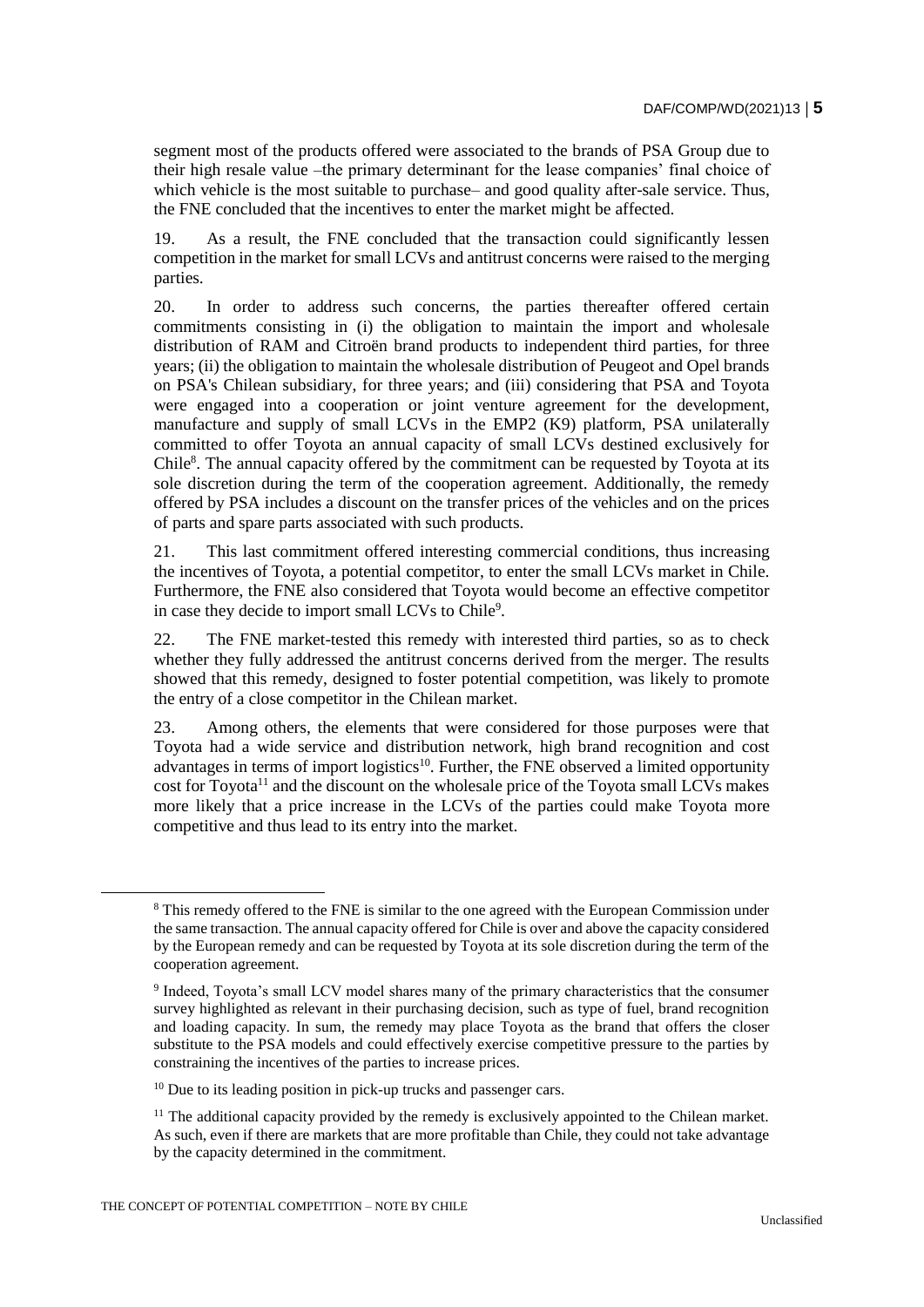segment most of the products offered were associated to the brands of PSA Group due to their high resale value –the primary determinant for the lease companies' final choice of which vehicle is the most suitable to purchase– and good quality after-sale service. Thus, the FNE concluded that the incentives to enter the market might be affected.

19. As a result, the FNE concluded that the transaction could significantly lessen competition in the market for small LCVs and antitrust concerns were raised to the merging parties.

20. In order to address such concerns, the parties thereafter offered certain commitments consisting in (i) the obligation to maintain the import and wholesale distribution of RAM and Citroën brand products to independent third parties, for three years; (ii) the obligation to maintain the wholesale distribution of Peugeot and Opel brands on PSA's Chilean subsidiary, for three years; and (iii) considering that PSA and Toyota were engaged into a cooperation or joint venture agreement for the development, manufacture and supply of small LCVs in the EMP2 (K9) platform, PSA unilaterally committed to offer Toyota an annual capacity of small LCVs destined exclusively for Chile[8]. The annual capacity offered by the commitment can be requested by Toyota at its sole discretion during the term of the cooperation agreement. Additionally, the remedy offered by PSA includes a discount on the transfer prices of the vehicles and on the prices of parts and spare parts associated with such products.

21. This last commitment offered interesting commercial conditions, thus increasing the incentives of Toyota, a potential competitor, to enter the small LCVs market in Chile. Furthermore, the FNE also considered that Toyota would become an effective competitor in case they decide to import small LCVs to Chile[9].

22. The FNE market-tested this remedy with interested third parties, so as to check whether they fully addressed the antitrust concerns derived from the merger. The results showed that this remedy, designed to foster potential competition, was likely to promote the entry of a close competitor in the Chilean market.

23. Among others, the elements that were considered for those purposes were that Toyota had a wide service and distribution network, high brand recognition and cost advantages in terms of import logistics[10]. Further, the FNE observed a limited opportunity cost for Toyota[11] and the discount on the wholesale price of the Toyota small LCVs makes more likely that a price increase in the LCVs of the parties could make Toyota more competitive and thus lead to its entry into the market.

[8] This remedy offered to the FNE is similar to the one agreed with the European Commission under the same transaction. The annual capacity offered for Chile is over and above the capacity considered by the European remedy and can be requested by Toyota at its sole discretion during the term of the cooperation agreement.

[9] Indeed, Toyota's small LCV model shares many of the primary characteristics that the consumer survey highlighted as relevant in their purchasing decision, such as type of fuel, brand recognition and loading capacity. In sum, the remedy may place Toyota as the brand that offers the closer substitute to the PSA models and could effectively exercise competitive pressure to the parties by constraining the incentives of the parties to increase prices.

[10] Due to its leading position in pick-up trucks and passenger cars.

[11] The additional capacity provided by the remedy is exclusively appointed to the Chilean market. As such, even if there are markets that are more profitable than Chile, they could not take advantage by the capacity determined in the commitment.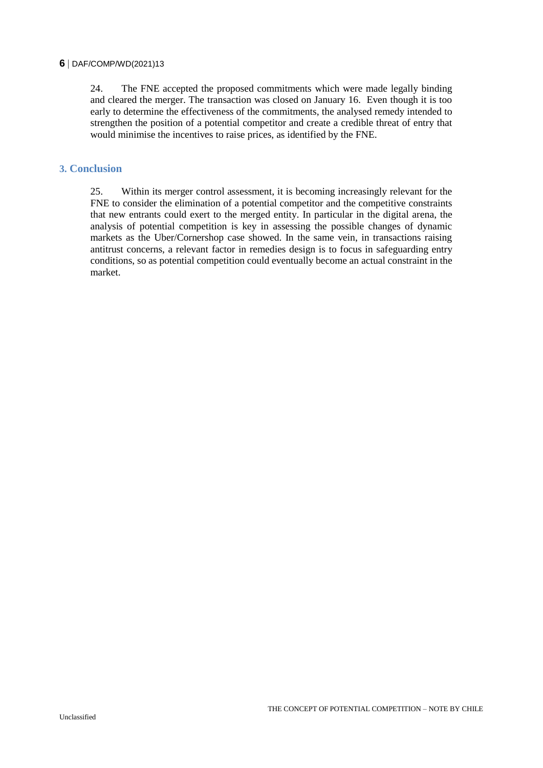24. The FNE accepted the proposed commitments which were made legally binding and cleared the merger. The transaction was closed on January 16. Even though it is too early to determine the effectiveness of the commitments, the analysed remedy intended to strengthen the position of a potential competitor and create a credible threat of entry that would minimise the incentives to raise prices, as identified by the FNE.

## 3. Conclusion

25. Within its merger control assessment, it is becoming increasingly relevant for the FNE to consider the elimination of a potential competitor and the competitive constraints that new entrants could exert to the merged entity. In particular in the digital arena, the analysis of potential competition is key in assessing the possible changes of dynamic markets as the Uber/Cornershop case showed. In the same vein, in transactions raising antitrust concerns, a relevant factor in remedies design is to focus in safeguarding entry conditions, so as potential competition could eventually become an actual constraint in the market.